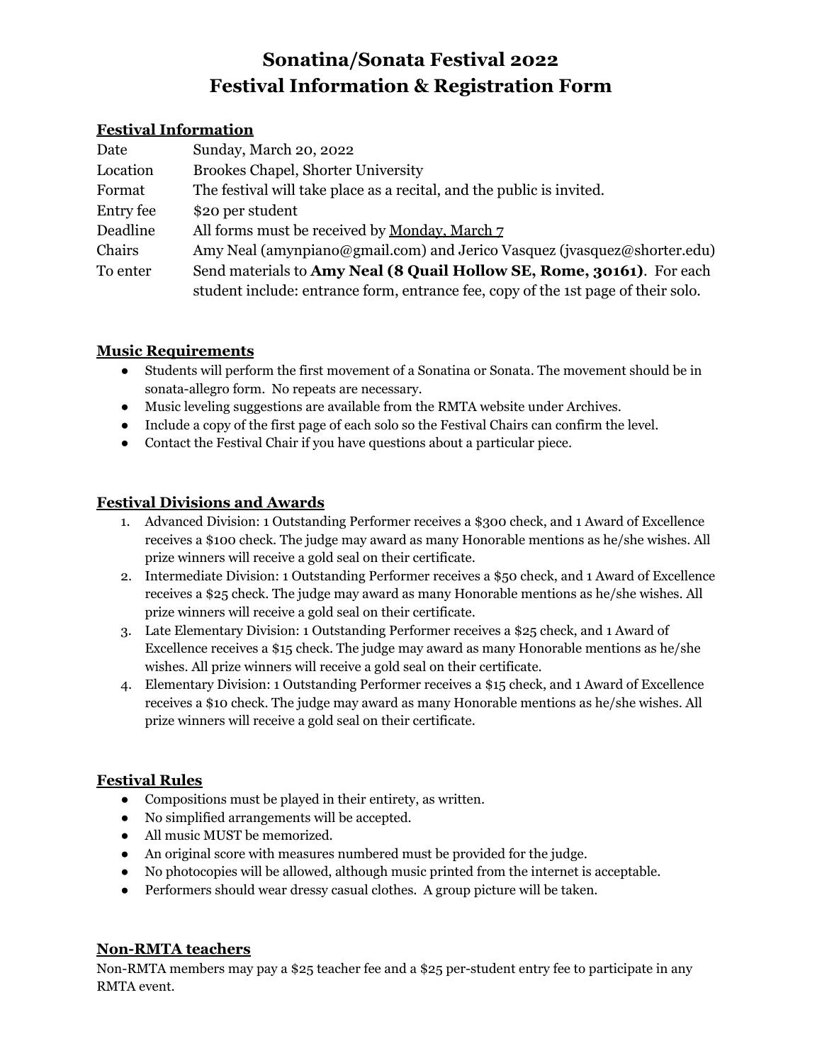# Sonatina/Sonata Festival 2022
# Festival Information & Registration Form

## Festival Information

| | |
|---|---|
| Date | Sunday, March 20, 2022 |
| Location | Brookes Chapel, Shorter University |
| Format | The festival will take place as a recital, and the public is invited. |
| Entry fee | $20 per student |
| Deadline | All forms must be received by Monday, March 7 |
| Chairs | Amy Neal (amynpiano@gmail.com) and Jerico Vasquez (jvasquez@shorter.edu) |
| To enter | Send materials to **Amy Neal (8 Quail Hollow SE, Rome, 30161)**. For each student include: entrance form, entrance fee, copy of the 1st page of their solo. |

## Music Requirements

- Students will perform the first movement of a Sonatina or Sonata. The movement should be in sonata-allegro form. No repeats are necessary.
- Music leveling suggestions are available from the RMTA website under Archives.
- Include a copy of the first page of each solo so the Festival Chairs can confirm the level.
- Contact the Festival Chair if you have questions about a particular piece.

## Festival Divisions and Awards

1. Advanced Division: 1 Outstanding Performer receives a $300 check, and 1 Award of Excellence receives a $100 check. The judge may award as many Honorable mentions as he/she wishes. All prize winners will receive a gold seal on their certificate.
2. Intermediate Division: 1 Outstanding Performer receives a $50 check, and 1 Award of Excellence receives a $25 check. The judge may award as many Honorable mentions as he/she wishes. All prize winners will receive a gold seal on their certificate.
3. Late Elementary Division: 1 Outstanding Performer receives a $25 check, and 1 Award of Excellence receives a $15 check. The judge may award as many Honorable mentions as he/she wishes. All prize winners will receive a gold seal on their certificate.
4. Elementary Division: 1 Outstanding Performer receives a $15 check, and 1 Award of Excellence receives a $10 check. The judge may award as many Honorable mentions as he/she wishes. All prize winners will receive a gold seal on their certificate.

## Festival Rules

- Compositions must be played in their entirety, as written.
- No simplified arrangements will be accepted.
- All music MUST be memorized.
- An original score with measures numbered must be provided for the judge.
- No photocopies will be allowed, although music printed from the internet is acceptable.
- Performers should wear dressy casual clothes. A group picture will be taken.

## Non-RMTA teachers

Non-RMTA members may pay a $25 teacher fee and a $25 per-student entry fee to participate in any RMTA event.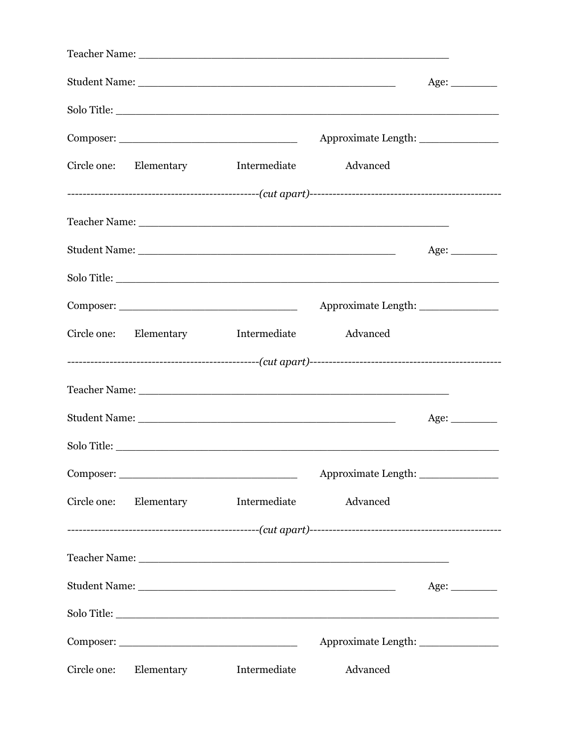Teacher Name: ______________________________________________

Student Name: ______________________________________ Age: _______

Solo Title: ________________________________________________________

Composer: __________________________ Approximate Length: ____________

Circle one: Elementary Intermediate Advanced

-------------------------------------------------*(cut apart)*-------------------------------------------------

Teacher Name: ______________________________________________

Student Name: ______________________________________ Age: _______

Solo Title: ________________________________________________________

Composer: __________________________ Approximate Length: ____________

Circle one: Elementary Intermediate Advanced

-------------------------------------------------*(cut apart)*-------------------------------------------------

Teacher Name: ______________________________________________

Student Name: ______________________________________ Age: _______

Solo Title: ________________________________________________________

Composer: __________________________ Approximate Length: ____________

Circle one: Elementary Intermediate Advanced

-------------------------------------------------*(cut apart)*-------------------------------------------------

Teacher Name: ______________________________________________

Student Name: ______________________________________ Age: _______

Solo Title: ________________________________________________________

Composer: __________________________ Approximate Length: ____________

Circle one: Elementary Intermediate Advanced